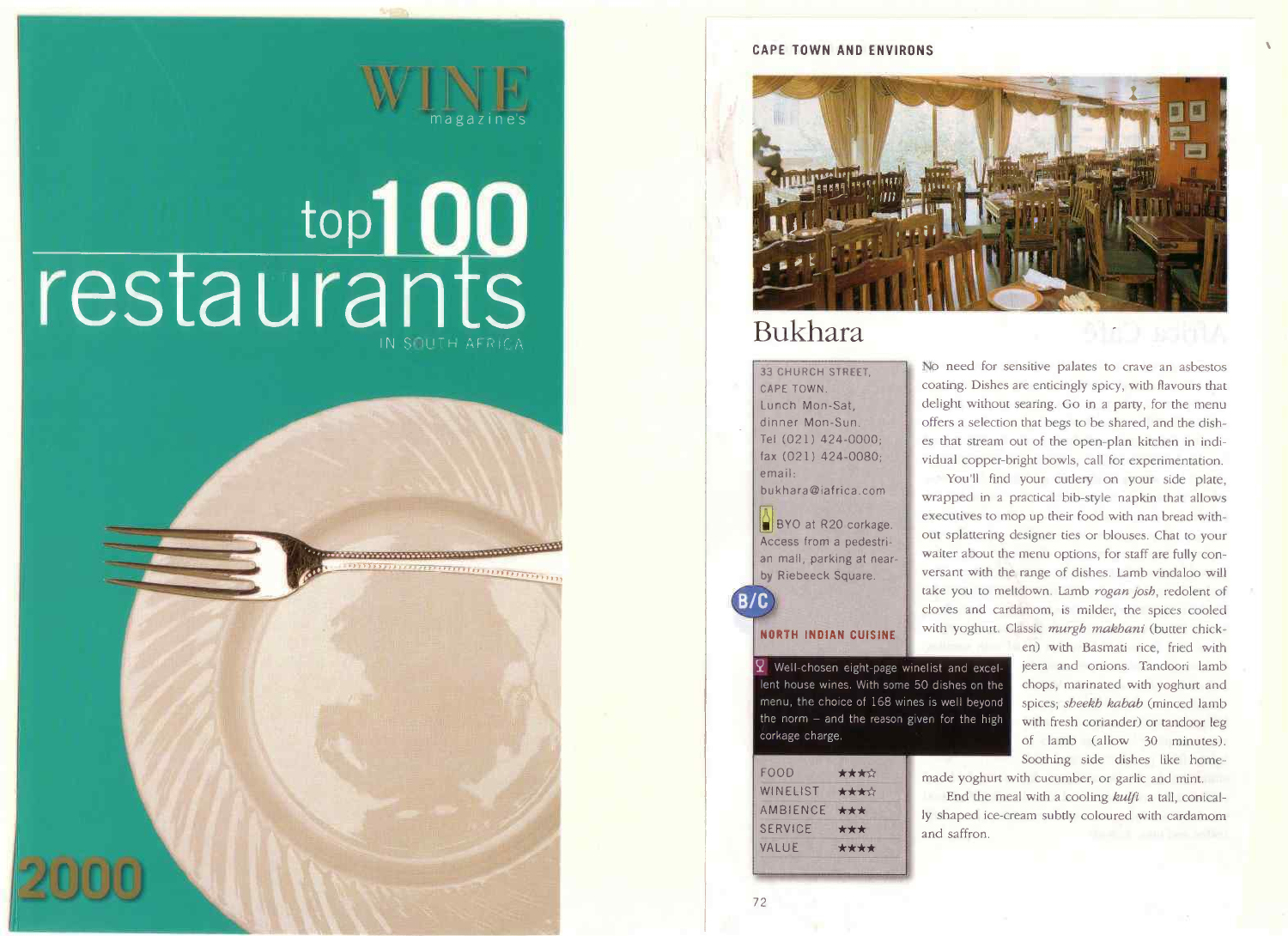WINE magazine's

# top100 restaurants

IN SOUTH AFRICA

2000

CAPE TOWN AND ENVIRONS

# Bukhara

33 CHURCH STREET, CAPE TOWN.
Lunch Mon-Sat, dinner Mon-Sun.
Tel (021) 424-0000; fax (021) 424-0080; email: bukhara@iafrica.com

BYO at R20 corkage. Access from a pedestrian mall, parking at nearby Riebeeck Square.

B/C

**NORTH INDIAN CUISINE**

Well-chosen eight-page winelist and excellent house wines. With some 50 dishes on the menu, the choice of 168 wines is well beyond the norm – and the reason given for the high corkage charge.

| | |
|---|---|
| FOOD | ★★★☆ |
| WINELIST | ★★★☆ |
| AMBIENCE | ★★★ |
| SERVICE | ★★★ |
| VALUE | ★★★★ |

No need for sensitive palates to crave an asbestos coating. Dishes are enticingly spicy, with flavours that delight without searing. Go in a party, for the menu offers a selection that begs to be shared, and the dishes that stream out of the open-plan kitchen in individual copper-bright bowls, call for experimentation.

You'll find your cutlery on your side plate, wrapped in a practical bib-style napkin that allows executives to mop up their food with nan bread without splattering designer ties or blouses. Chat to your waiter about the menu options, for staff are fully conversant with the range of dishes. Lamb vindaloo will take you to meltdown. Lamb *rogan josh*, redolent of cloves and cardamom, is milder, the spices cooled with yoghurt. Classic *murgh makhani* (butter chicken) with Basmati rice, fried with jeera and onions. Tandoori lamb chops, marinated with yoghurt and spices; *sheekh kabab* (minced lamb with fresh coriander) or tandoor leg of lamb (allow 30 minutes). Soothing side dishes like home-made yoghurt with cucumber, or garlic and mint.

End the meal with a cooling *kulfi* a tall, conically shaped ice-cream subtly coloured with cardamom and saffron.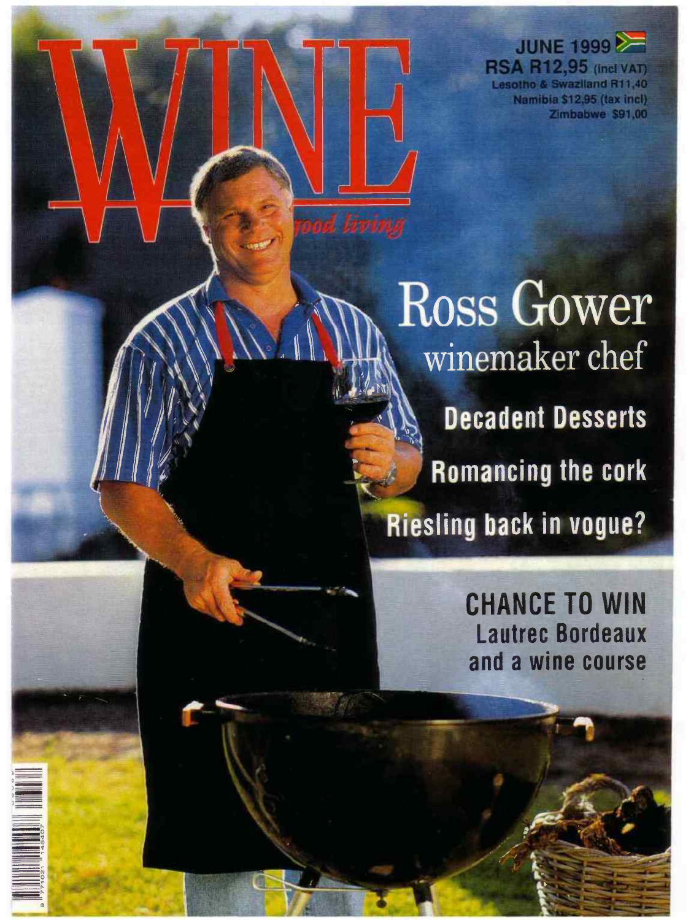# WINE

*good living*

JUNE 1999

RSA R12,95 (incl VAT)

Lesotho & Swaziland R11,40

Namibia $12,95 (tax incl)

Zimbabwe $91,00

## Ross Gower

winemaker chef

**Decadent Desserts**

**Romancing the cork**

**Riesling back in vogue?**

**CHANCE TO WIN**

**Lautrec Bordeaux and a wine course**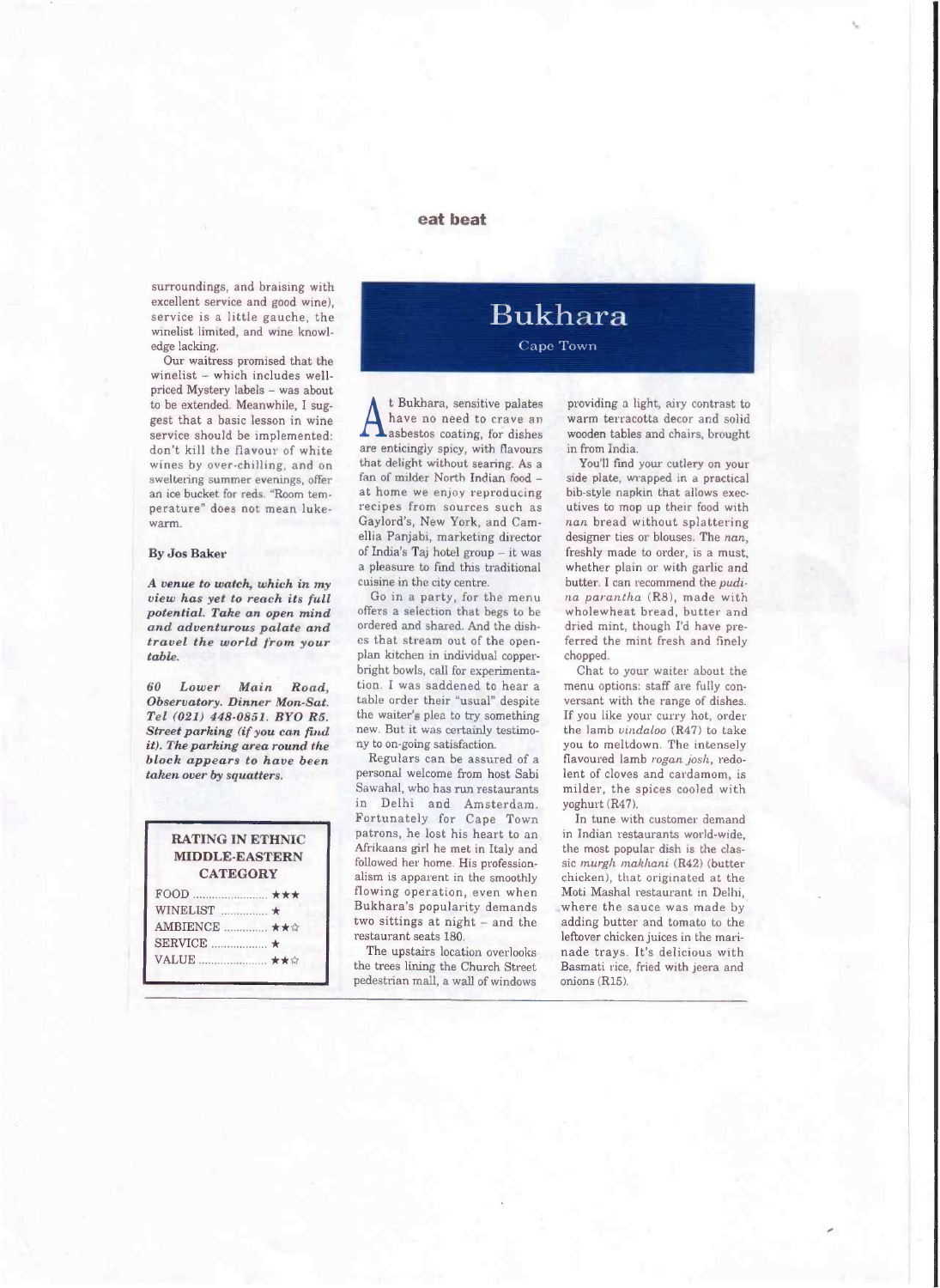surroundings, and braising with excellent service and good wine), service is a little gauche, the winelist limited, and wine knowledge lacking.

Our waitress promised that the winelist – which includes well-priced Mystery labels – was about to be extended. Meanwhile, I suggest that a basic lesson in wine service should be implemented: don't kill the flavour of white wines by over-chilling, and on sweltering summer evenings, offer an ice bucket for reds. "Room temperature" does not mean lukewarm.

**By Jos Baker**

***A venue to watch, which in my view has yet to reach its full potential. Take an open mind and adventurous palate and travel the world from your table.***

***60 Lower Main Road, Observatory. Dinner Mon-Sat. Tel (021) 448-0851. BYO R5. Street parking (if you can find it). The parking area round the block appears to have been taken over by squatters.***

| RATING IN ETHNIC MIDDLE-EASTERN CATEGORY | |
|---|---|
| FOOD | ★★★ |
| WINELIST | ★ |
| AMBIENCE | ★★☆ |
| SERVICE | ★ |
| VALUE | ★★☆ |

# Bukhara

Cape Town

At Bukhara, sensitive palates have no need to crave an asbestos coating, for dishes are enticingly spicy, with flavours that delight without searing. As a fan of milder North Indian food – at home we enjoy reproducing recipes from sources such as Gaylord's, New York, and Camellia Panjabi, marketing director of India's Taj hotel group – it was a pleasure to find this traditional cuisine in the city centre.

Go in a party, for the menu offers a selection that begs to be ordered and shared. And the dishes that stream out of the open-plan kitchen in individual copper-bright bowls, call for experimentation. I was saddened to hear a table order their "usual" despite the waiter's plea to try something new. But it was certainly testimony to on-going satisfaction.

Regulars can be assured of a personal welcome from host Sabi Sawahal, who has run restaurants in Delhi and Amsterdam. Fortunately for Cape Town patrons, he lost his heart to an Afrikaans girl he met in Italy and followed her home. His professionalism is apparent in the smoothly flowing operation, even when Bukhara's popularity demands two sittings at night – and the restaurant seats 180.

The upstairs location overlooks the trees lining the Church Street pedestrian mall, a wall of windows providing a light, airy contrast to warm terracotta decor and solid wooden tables and chairs, brought in from India.

You'll find your cutlery on your side plate, wrapped in a practical bib-style napkin that allows executives to mop up their food with *nan* bread without splattering designer ties or blouses. The *nan*, freshly made to order, is a must, whether plain or with garlic and butter. I can recommend the *pudina parantha* (R8), made with wholewheat bread, butter and dried mint, though I'd have preferred the mint fresh and finely chopped.

Chat to your waiter about the menu options: staff are fully conversant with the range of dishes. If you like your curry hot, order the lamb *vindaloo* (R47) to take you to meltdown. The intensely flavoured lamb *rogan josh*, redolent of cloves and cardamom, is milder, the spices cooled with yoghurt (R47).

In tune with customer demand in Indian restaurants world-wide, the most popular dish is the classic *murgh makhani* (R42) (butter chicken), that originated at the Moti Mashal restaurant in Delhi, where the sauce was made by adding butter and tomato to the leftover chicken juices in the marinade trays. It's delicious with Basmati rice, fried with jeera and onions (R15).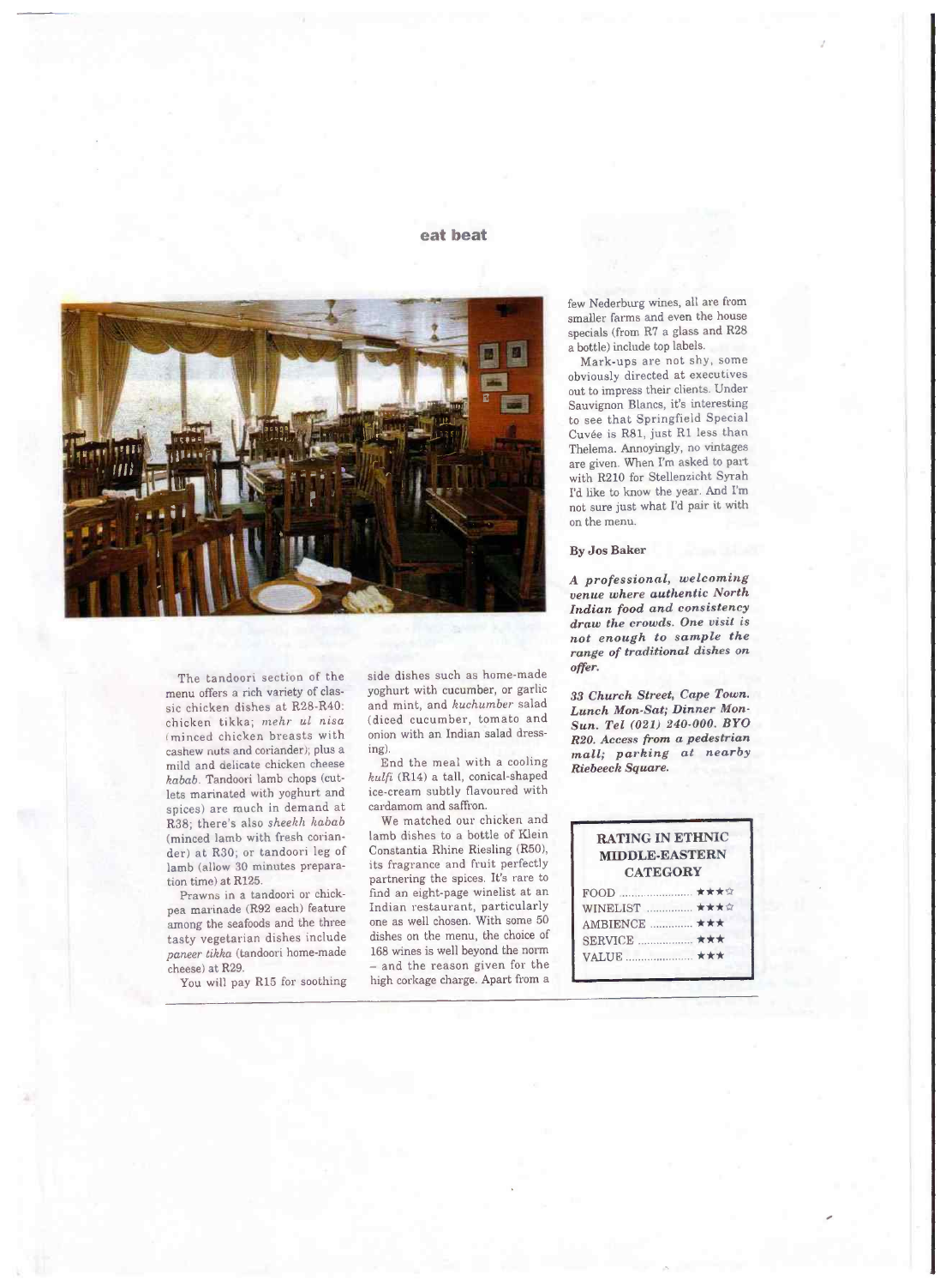The tandoori section of the menu offers a rich variety of classic chicken dishes at R28-R40: chicken tikka; *mehr ul nisa* (minced chicken breasts with cashew nuts and coriander); plus a mild and delicate chicken cheese *kabab*. Tandoori lamb chops (cutlets marinated with yoghurt and spices) are much in demand at R38; there's also *sheekh kabab* (minced lamb with fresh coriander) at R30; or tandoori leg of lamb (allow 30 minutes preparation time) at R125.

Prawns in a tandoori or chickpea marinade (R92 each) feature among the seafoods and the three tasty vegetarian dishes include *paneer tikka* (tandoori home-made cheese) at R29.

You will pay R15 for soothing side dishes such as home-made yoghurt with cucumber, or garlic and mint, and *kuchumber* salad (diced cucumber, tomato and onion with an Indian salad dressing).

End the meal with a cooling *kulfi* (R14) a tall, conical-shaped ice-cream subtly flavoured with cardamom and saffron.

We matched our chicken and lamb dishes to a bottle of Klein Constantia Rhine Riesling (R50), its fragrance and fruit perfectly partnering the spices. It's rare to find an eight-page winelist at an Indian restaurant, particularly one as well chosen. With some 50 dishes on the menu, the choice of 168 wines is well beyond the norm – and the reason given for the high corkage charge. Apart from a few Nederburg wines, all are from smaller farms and even the house specials (from R7 a glass and R28 a bottle) include top labels.

Mark-ups are not shy, some obviously directed at executives out to impress their clients. Under Sauvignon Blancs, it's interesting to see that Springfield Special Cuvée is R81, just R1 less than Thelema. Annoyingly, no vintages are given. When I'm asked to part with R210 for Stellenzicht Syrah I'd like to know the year. And I'm not sure just what I'd pair it with on the menu.

**By Jos Baker**

***A professional, welcoming venue where authentic North Indian food and consistency draw the crowds. One visit is not enough to sample the range of traditional dishes on offer.***

***33 Church Street, Cape Town. Lunch Mon-Sat; Dinner Mon-Sun. Tel (021) 240-000. BYO R20. Access from a pedestrian mall; parking at nearby Riebeeck Square.***

**RATING IN ETHNIC MIDDLE-EASTERN CATEGORY**

| | |
|---|---|
| FOOD | ★★★☆ |
| WINELIST | ★★★☆ |
| AMBIENCE | ★★★ |
| SERVICE | ★★★ |
| VALUE | ★★★ |